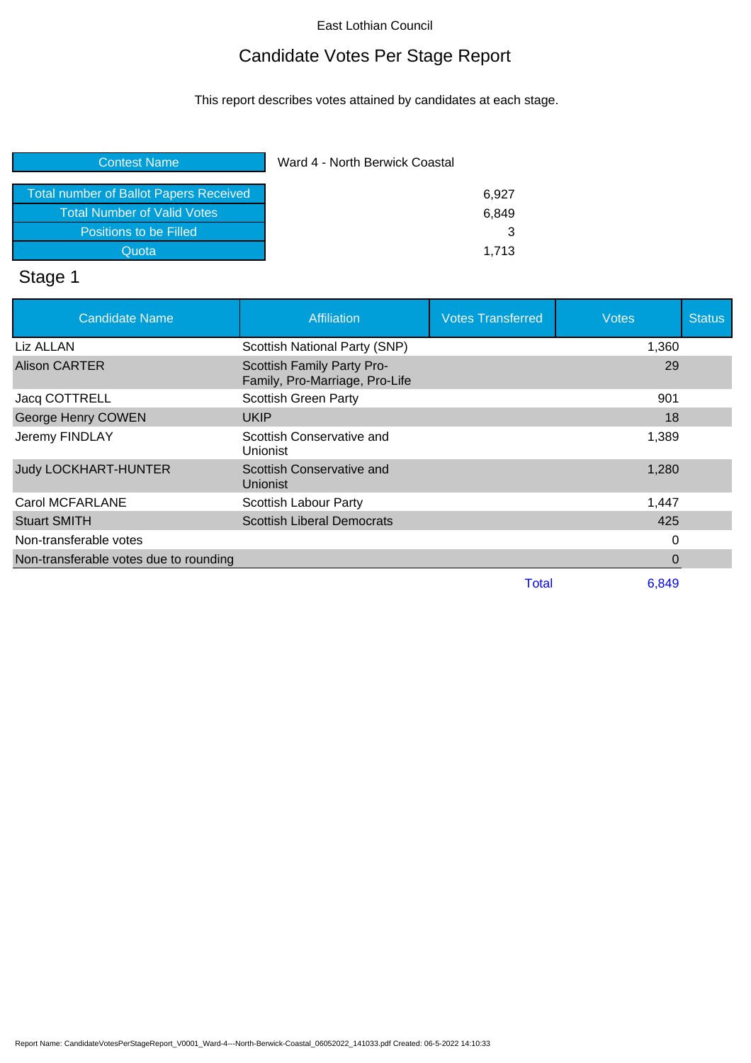East Lothian Council

# Candidate Votes Per Stage Report

This report describes votes attained by candidates at each stage.

| Contest Name | Ward 4 - North Berwick Coastal |
|---|---|
| Total number of Ballot Papers Received | 6,927 |
| Total Number of Valid Votes | 6,849 |
| Positions to be Filled | 3 |
| Quota | 1,713 |

## Stage 1

| Candidate Name | Affiliation | Votes Transferred | Votes | Status |
|---|---|---|---|---|
| Liz ALLAN | Scottish National Party (SNP) | | 1,360 | |
| Alison CARTER | Scottish Family Party Pro-Family, Pro-Marriage, Pro-Life | | 29 | |
| Jacq COTTRELL | Scottish Green Party | | 901 | |
| George Henry COWEN | UKIP | | 18 | |
| Jeremy FINDLAY | Scottish Conservative and Unionist | | 1,389 | |
| Judy LOCKHART-HUNTER | Scottish Conservative and Unionist | | 1,280 | |
| Carol MCFARLANE | Scottish Labour Party | | 1,447 | |
| Stuart SMITH | Scottish Liberal Democrats | | 425 | |
| Non-transferable votes | | | 0 | |
| Non-transferable votes due to rounding | | | 0 | |
| | | Total | 6,849 | |

Report Name: CandidateVotesPerStageReport_V0001_Ward-4---North-Berwick-Coastal_06052022_141033.pdf Created: 06-5-2022 14:10:33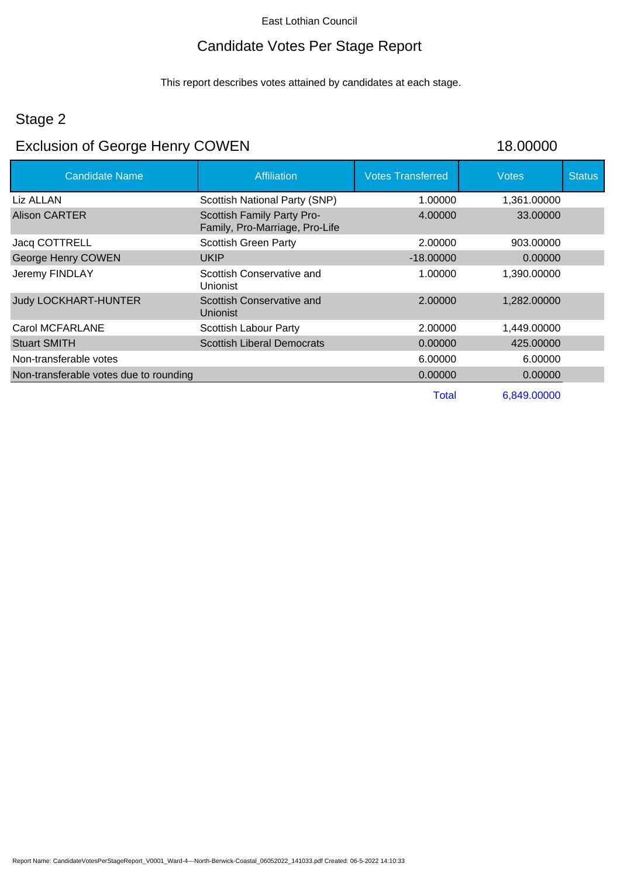East Lothian Council

# Candidate Votes Per Stage Report

This report describes votes attained by candidates at each stage.

## Stage 2

## Exclusion of George Henry COWEN — 18.00000

| Candidate Name | Affiliation | Votes Transferred | Votes | Status |
|---|---|---|---|---|
| Liz ALLAN | Scottish National Party (SNP) | 1.00000 | 1,361.00000 | |
| Alison CARTER | Scottish Family Party Pro-Family, Pro-Marriage, Pro-Life | 4.00000 | 33.00000 | |
| Jacq COTTRELL | Scottish Green Party | 2.00000 | 903.00000 | |
| George Henry COWEN | UKIP | -18.00000 | 0.00000 | |
| Jeremy FINDLAY | Scottish Conservative and Unionist | 1.00000 | 1,390.00000 | |
| Judy LOCKHART-HUNTER | Scottish Conservative and Unionist | 2.00000 | 1,282.00000 | |
| Carol MCFARLANE | Scottish Labour Party | 2.00000 | 1,449.00000 | |
| Stuart SMITH | Scottish Liberal Democrats | 0.00000 | 425.00000 | |
| Non-transferable votes | | 6.00000 | 6.00000 | |
| Non-transferable votes due to rounding | | 0.00000 | 0.00000 | |
| | | Total | 6,849.00000 | |

Report Name: CandidateVotesPerStageReport_V0001_Ward-4---North-Berwick-Coastal_06052022_141033.pdf Created: 06-5-2022 14:10:33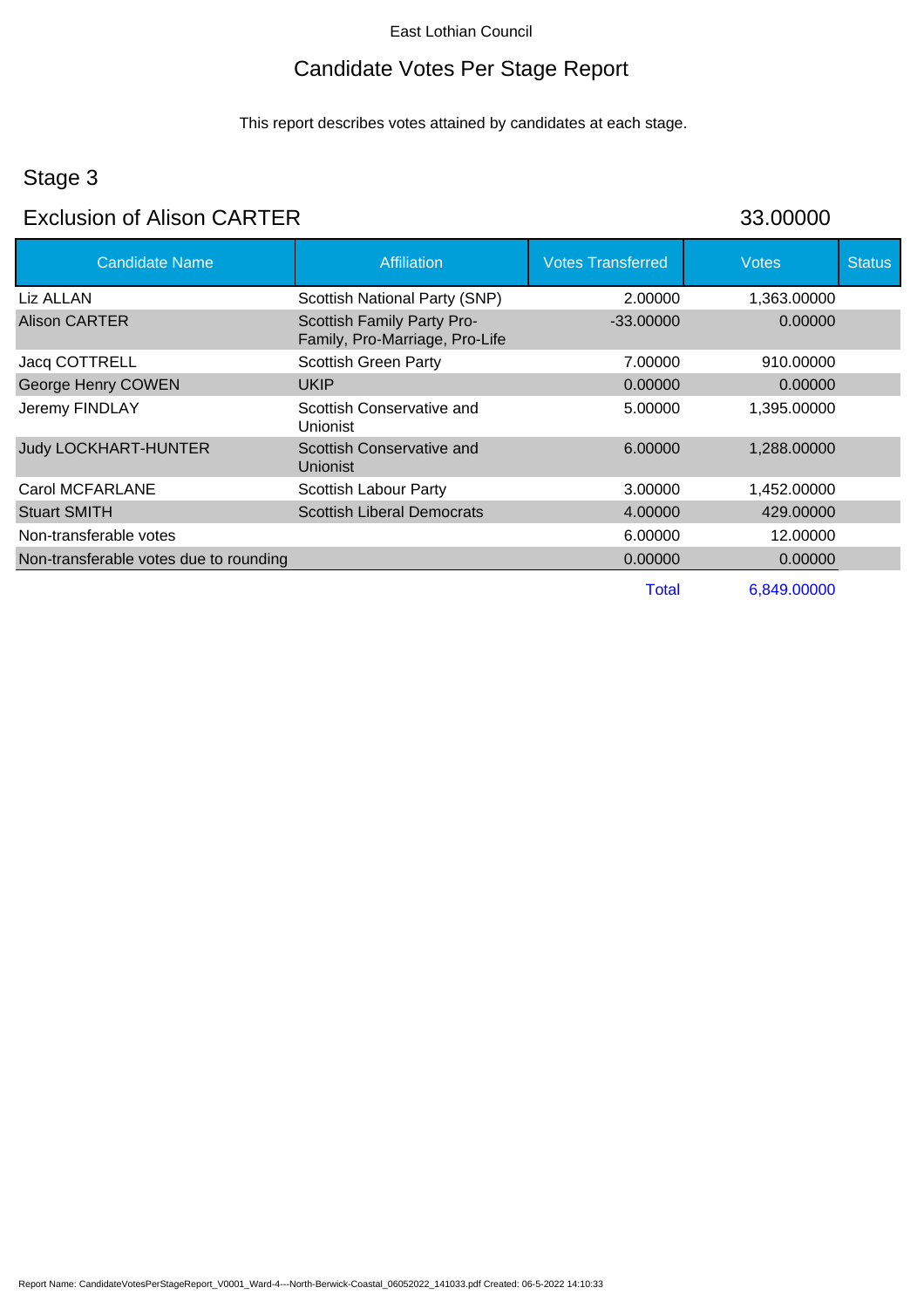East Lothian Council

# Candidate Votes Per Stage Report

This report describes votes attained by candidates at each stage.

## Stage 3

## Exclusion of Alison CARTER 33.00000

| Candidate Name | Affiliation | Votes Transferred | Votes | Status |
|---|---|---|---|---|
| Liz ALLAN | Scottish National Party (SNP) | 2.00000 | 1,363.00000 | |
| Alison CARTER | Scottish Family Party Pro-Family, Pro-Marriage, Pro-Life | -33.00000 | 0.00000 | |
| Jacq COTTRELL | Scottish Green Party | 7.00000 | 910.00000 | |
| George Henry COWEN | UKIP | 0.00000 | 0.00000 | |
| Jeremy FINDLAY | Scottish Conservative and Unionist | 5.00000 | 1,395.00000 | |
| Judy LOCKHART-HUNTER | Scottish Conservative and Unionist | 6.00000 | 1,288.00000 | |
| Carol MCFARLANE | Scottish Labour Party | 3.00000 | 1,452.00000 | |
| Stuart SMITH | Scottish Liberal Democrats | 4.00000 | 429.00000 | |
| Non-transferable votes | | 6.00000 | 12.00000 | |
| Non-transferable votes due to rounding | | 0.00000 | 0.00000 | |
| | | Total | 6,849.00000 | |

Report Name: CandidateVotesPerStageReport_V0001_Ward-4---North-Berwick-Coastal_06052022_141033.pdf Created: 06-5-2022 14:10:33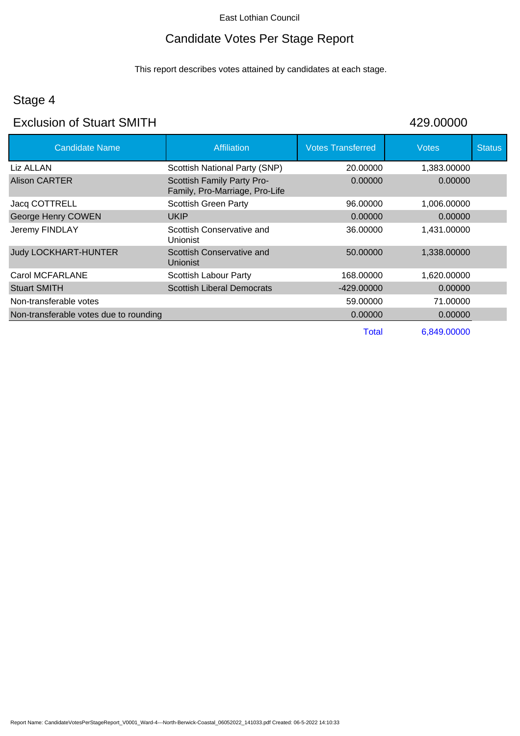East Lothian Council

# Candidate Votes Per Stage Report

This report describes votes attained by candidates at each stage.

## Stage 4

## Exclusion of Stuart SMITH

429.00000

| Candidate Name | Affiliation | Votes Transferred | Votes | Status |
|---|---|---|---|---|
| Liz ALLAN | Scottish National Party (SNP) | 20.00000 | 1,383.00000 | |
| Alison CARTER | Scottish Family Party Pro-Family, Pro-Marriage, Pro-Life | 0.00000 | 0.00000 | |
| Jacq COTTRELL | Scottish Green Party | 96.00000 | 1,006.00000 | |
| George Henry COWEN | UKIP | 0.00000 | 0.00000 | |
| Jeremy FINDLAY | Scottish Conservative and Unionist | 36.00000 | 1,431.00000 | |
| Judy LOCKHART-HUNTER | Scottish Conservative and Unionist | 50.00000 | 1,338.00000 | |
| Carol MCFARLANE | Scottish Labour Party | 168.00000 | 1,620.00000 | |
| Stuart SMITH | Scottish Liberal Democrats | -429.00000 | 0.00000 | |
| Non-transferable votes | | 59.00000 | 71.00000 | |
| Non-transferable votes due to rounding | | 0.00000 | 0.00000 | |
| | | Total | 6,849.00000 | |

Report Name: CandidateVotesPerStageReport_V0001_Ward-4---North-Berwick-Coastal_06052022_141033.pdf Created: 06-5-2022 14:10:33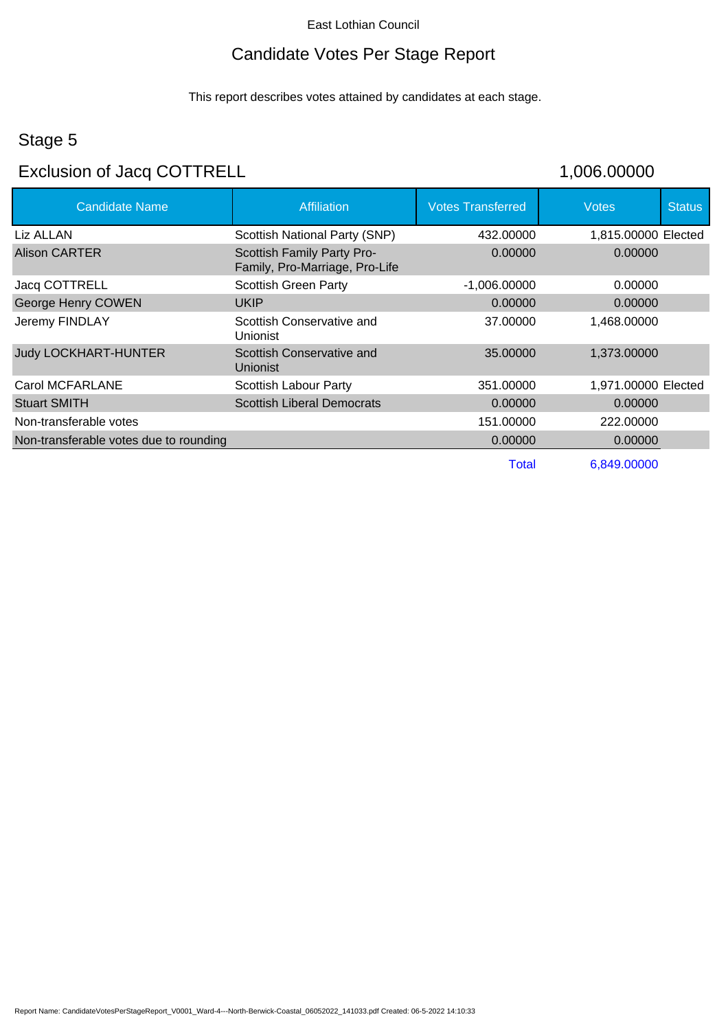East Lothian Council

# Candidate Votes Per Stage Report

This report describes votes attained by candidates at each stage.

## Stage 5

## Exclusion of Jacq COTTRELL

1,006.00000

| Candidate Name | Affiliation | Votes Transferred | Votes | Status |
|---|---|---|---|---|
| Liz ALLAN | Scottish National Party (SNP) | 432.00000 | 1,815.00000 | Elected |
| Alison CARTER | Scottish Family Party Pro-Family, Pro-Marriage, Pro-Life | 0.00000 | 0.00000 | |
| Jacq COTTRELL | Scottish Green Party | -1,006.00000 | 0.00000 | |
| George Henry COWEN | UKIP | 0.00000 | 0.00000 | |
| Jeremy FINDLAY | Scottish Conservative and Unionist | 37.00000 | 1,468.00000 | |
| Judy LOCKHART-HUNTER | Scottish Conservative and Unionist | 35.00000 | 1,373.00000 | |
| Carol MCFARLANE | Scottish Labour Party | 351.00000 | 1,971.00000 | Elected |
| Stuart SMITH | Scottish Liberal Democrats | 0.00000 | 0.00000 | |
| Non-transferable votes | | 151.00000 | 222.00000 | |
| Non-transferable votes due to rounding | | 0.00000 | 0.00000 | |
| | | Total | 6,849.00000 | |

Report Name: CandidateVotesPerStageReport_V0001_Ward-4---North-Berwick-Coastal_06052022_141033.pdf Created: 06-5-2022 14:10:33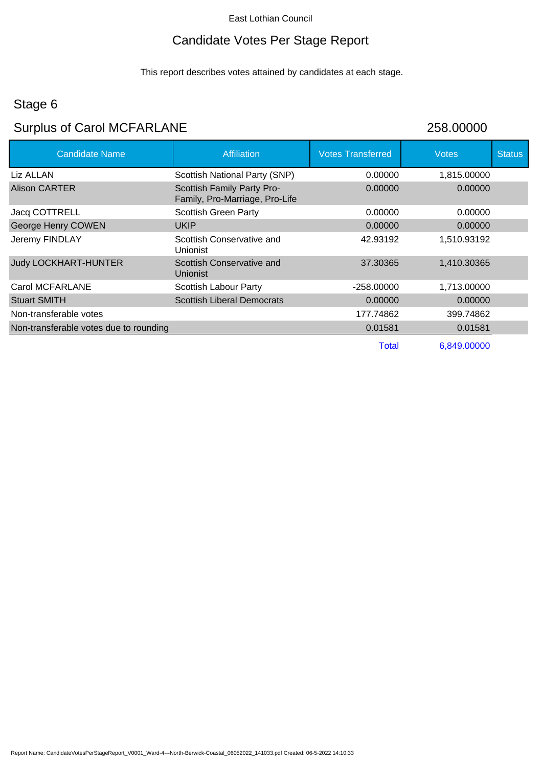East Lothian Council

# Candidate Votes Per Stage Report

This report describes votes attained by candidates at each stage.

## Stage 6

## Surplus of Carol MCFARLANE 258.00000

| Candidate Name | Affiliation | Votes Transferred | Votes | Status |
|---|---|---|---|---|
| Liz ALLAN | Scottish National Party (SNP) | 0.00000 | 1,815.00000 | |
| Alison CARTER | Scottish Family Party Pro-Family, Pro-Marriage, Pro-Life | 0.00000 | 0.00000 | |
| Jacq COTTRELL | Scottish Green Party | 0.00000 | 0.00000 | |
| George Henry COWEN | UKIP | 0.00000 | 0.00000 | |
| Jeremy FINDLAY | Scottish Conservative and Unionist | 42.93192 | 1,510.93192 | |
| Judy LOCKHART-HUNTER | Scottish Conservative and Unionist | 37.30365 | 1,410.30365 | |
| Carol MCFARLANE | Scottish Labour Party | -258.00000 | 1,713.00000 | |
| Stuart SMITH | Scottish Liberal Democrats | 0.00000 | 0.00000 | |
| Non-transferable votes | | 177.74862 | 399.74862 | |
| Non-transferable votes due to rounding | | 0.01581 | 0.01581 | |
| | | Total | 6,849.00000 | |

Report Name: CandidateVotesPerStageReport_V0001_Ward-4---North-Berwick-Coastal_06052022_141033.pdf Created: 06-5-2022 14:10:33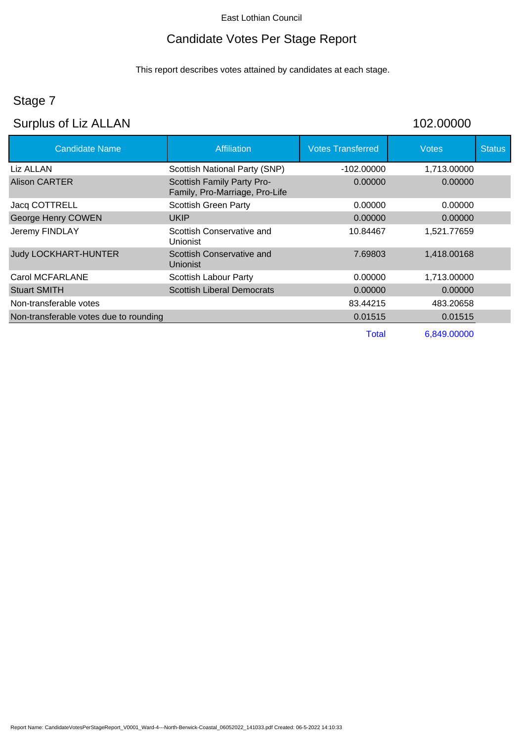East Lothian Council

# Candidate Votes Per Stage Report

This report describes votes attained by candidates at each stage.

## Stage 7

## Surplus of Liz ALLAN 102.00000

| Candidate Name | Affiliation | Votes Transferred | Votes | Status |
|---|---|---|---|---|
| Liz ALLAN | Scottish National Party (SNP) | -102.00000 | 1,713.00000 | |
| Alison CARTER | Scottish Family Party Pro-Family, Pro-Marriage, Pro-Life | 0.00000 | 0.00000 | |
| Jacq COTTRELL | Scottish Green Party | 0.00000 | 0.00000 | |
| George Henry COWEN | UKIP | 0.00000 | 0.00000 | |
| Jeremy FINDLAY | Scottish Conservative and Unionist | 10.84467 | 1,521.77659 | |
| Judy LOCKHART-HUNTER | Scottish Conservative and Unionist | 7.69803 | 1,418.00168 | |
| Carol MCFARLANE | Scottish Labour Party | 0.00000 | 1,713.00000 | |
| Stuart SMITH | Scottish Liberal Democrats | 0.00000 | 0.00000 | |
| Non-transferable votes | | 83.44215 | 483.20658 | |
| Non-transferable votes due to rounding | | 0.01515 | 0.01515 | |
| | | Total | 6,849.00000 | |

Report Name: CandidateVotesPerStageReport_V0001_Ward-4---North-Berwick-Coastal_06052022_141033.pdf Created: 06-5-2022 14:10:33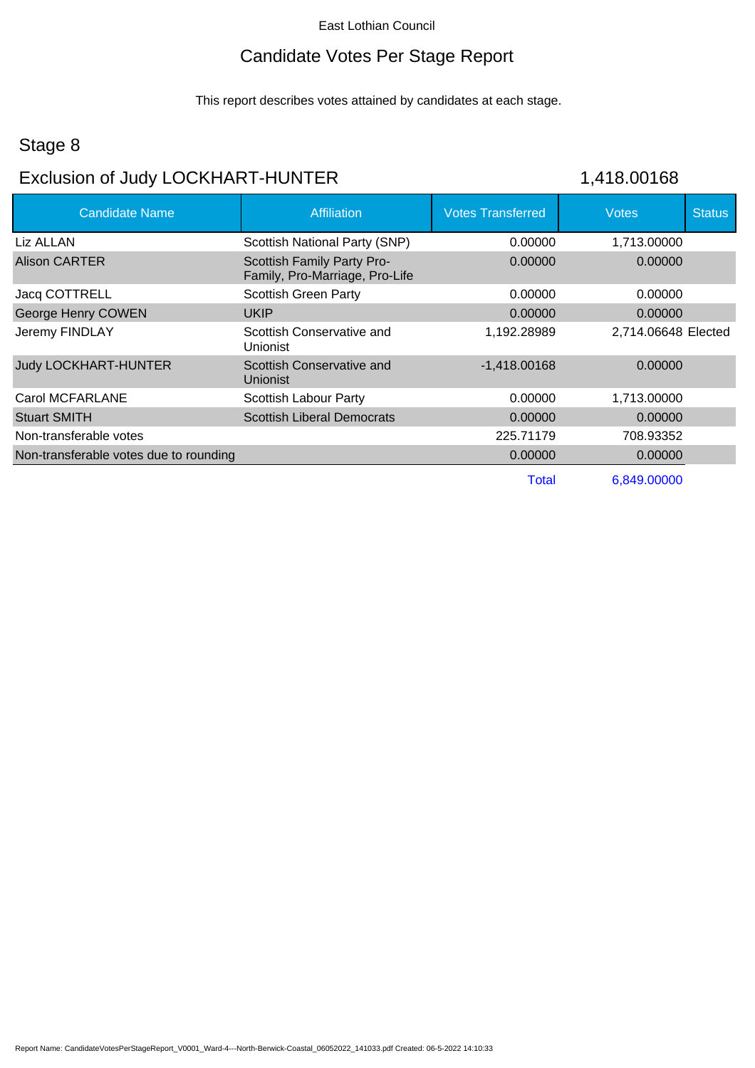East Lothian Council

# Candidate Votes Per Stage Report

This report describes votes attained by candidates at each stage.

## Stage 8

## Exclusion of Judy LOCKHART-HUNTER 1,418.00168

| Candidate Name | Affiliation | Votes Transferred | Votes | Status |
|---|---|---|---|---|
| Liz ALLAN | Scottish National Party (SNP) | 0.00000 | 1,713.00000 | |
| Alison CARTER | Scottish Family Party Pro-Family, Pro-Marriage, Pro-Life | 0.00000 | 0.00000 | |
| Jacq COTTRELL | Scottish Green Party | 0.00000 | 0.00000 | |
| George Henry COWEN | UKIP | 0.00000 | 0.00000 | |
| Jeremy FINDLAY | Scottish Conservative and Unionist | 1,192.28989 | 2,714.06648 | Elected |
| Judy LOCKHART-HUNTER | Scottish Conservative and Unionist | -1,418.00168 | 0.00000 | |
| Carol MCFARLANE | Scottish Labour Party | 0.00000 | 1,713.00000 | |
| Stuart SMITH | Scottish Liberal Democrats | 0.00000 | 0.00000 | |
| Non-transferable votes | | 225.71179 | 708.93352 | |
| Non-transferable votes due to rounding | | 0.00000 | 0.00000 | |
| | | Total | 6,849.00000 | |

Report Name: CandidateVotesPerStageReport_V0001_Ward-4---North-Berwick-Coastal_06052022_141033.pdf Created: 06-5-2022 14:10:33